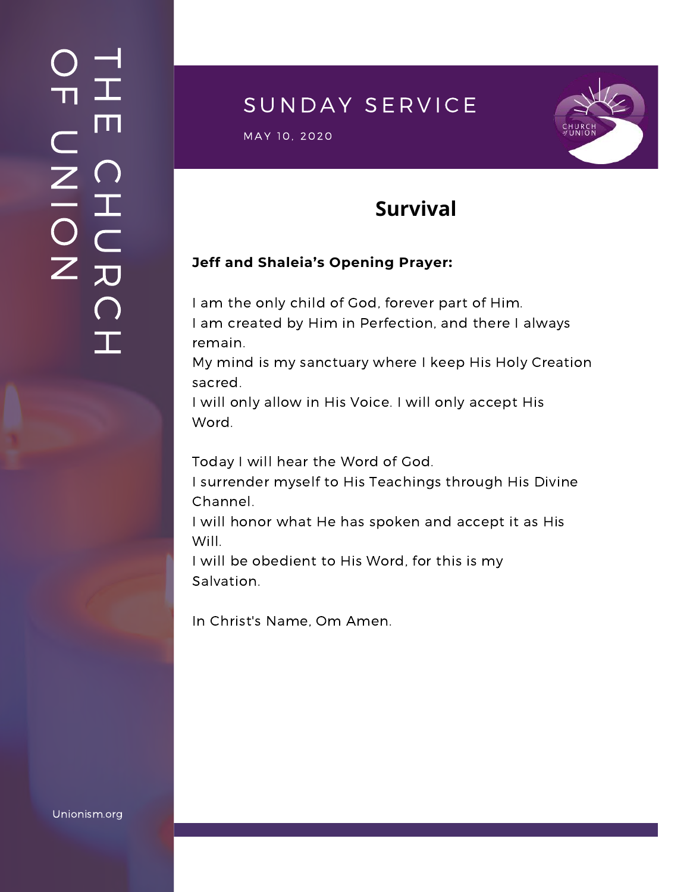# SUNDAY SERVICE

MAY 10, 2020

## Survival

**Jeff and Shaleia's Opening Prayer:**

I am the only child of God, forever part of Him.
I am created by Him in Perfection, and there I always remain.
My mind is my sanctuary where I keep His Holy Creation sacred.
I will only allow in His Voice. I will only accept His Word.

Today I will hear the Word of God.
I surrender myself to His Teachings through His Divine Channel.
I will honor what He has spoken and accept it as His Will.
I will be obedient to His Word, for this is my Salvation.

In Christ's Name, Om Amen.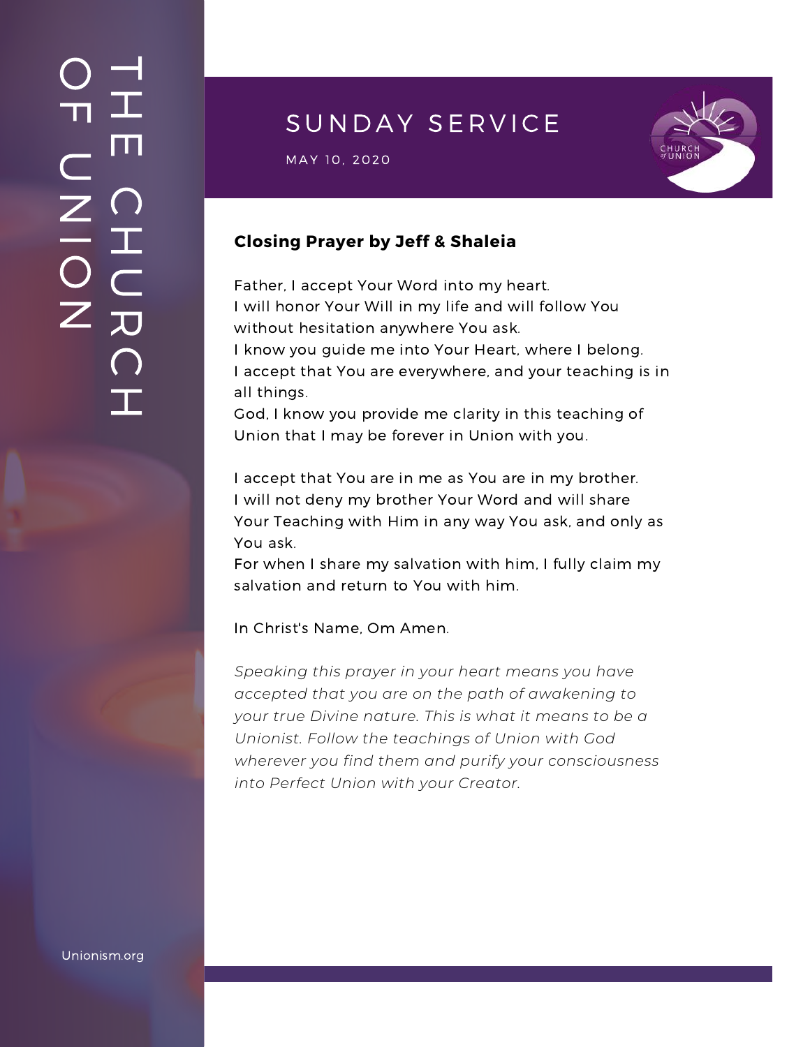# SUNDAY SERVICE

MAY 10, 2020

**Closing Prayer by Jeff & Shaleia**

Father, I accept Your Word into my heart.
I will honor Your Will in my life and will follow You without hesitation anywhere You ask.
I know you guide me into Your Heart, where I belong.
I accept that You are everywhere, and your teaching is in all things.
God, I know you provide me clarity in this teaching of Union that I may be forever in Union with you.

I accept that You are in me as You are in my brother.
I will not deny my brother Your Word and will share Your Teaching with Him in any way You ask, and only as You ask.
For when I share my salvation with him, I fully claim my salvation and return to You with him.

In Christ's Name, Om Amen.

*Speaking this prayer in your heart means you have accepted that you are on the path of awakening to your true Divine nature. This is what it means to be a Unionist. Follow the teachings of Union with God wherever you find them and purify your consciousness into Perfect Union with your Creator.*